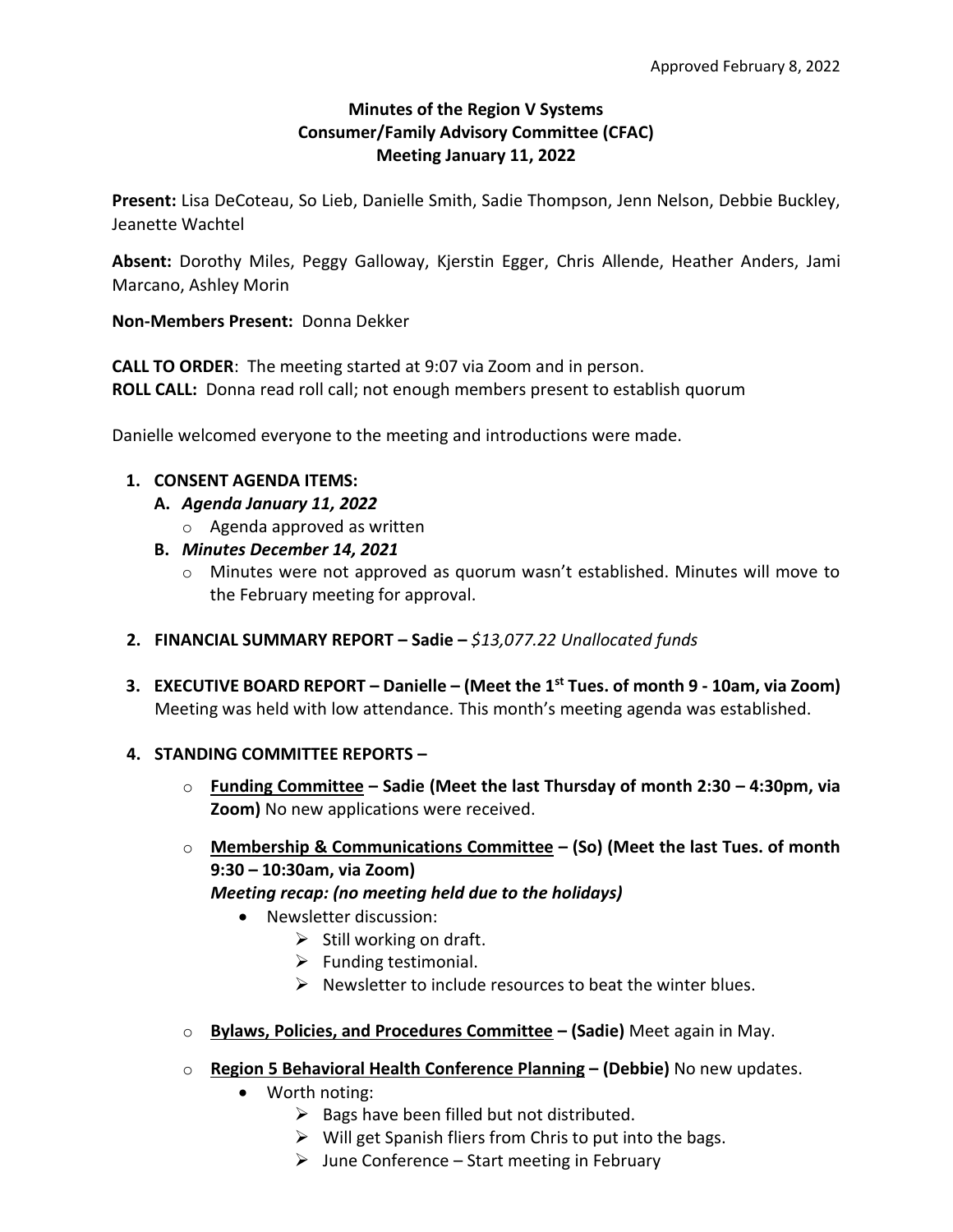Approved February 8, 2022

# Minutes of the Region V Systems Consumer/Family Advisory Committee (CFAC) Meeting January 11, 2022

**Present:** Lisa DeCoteau, So Lieb, Danielle Smith, Sadie Thompson, Jenn Nelson, Debbie Buckley, Jeanette Wachtel

**Absent:** Dorothy Miles, Peggy Galloway, Kjerstin Egger, Chris Allende, Heather Anders, Jami Marcano, Ashley Morin

**Non-Members Present:** Donna Dekker

**CALL TO ORDER**: The meeting started at 9:07 via Zoom and in person.
**ROLL CALL:** Donna read roll call; not enough members present to establish quorum

Danielle welcomed everyone to the meeting and introductions were made.

1. **CONSENT AGENDA ITEMS:**
   - **A.** ***Agenda January 11, 2022***
     - Agenda approved as written
   - **B.** ***Minutes December 14, 2021***
     - Minutes were not approved as quorum wasn't established. Minutes will move to the February meeting for approval.

2. **FINANCIAL SUMMARY REPORT – Sadie –** *$13,077.22 Unallocated funds*

3. **EXECUTIVE BOARD REPORT – Danielle – (Meet the 1st Tues. of month 9 - 10am, via Zoom)** Meeting was held with low attendance. This month's meeting agenda was established.

4. **STANDING COMMITTEE REPORTS –**
   - **Funding Committee – Sadie (Meet the last Thursday of month 2:30 – 4:30pm, via Zoom)** No new applications were received.
   - **Membership & Communications Committee – (So) (Meet the last Tues. of month 9:30 – 10:30am, via Zoom)**
     ***Meeting recap: (no meeting held due to the holidays)***
     - Newsletter discussion:
       - Still working on draft.
       - Funding testimonial.
       - Newsletter to include resources to beat the winter blues.
   - **Bylaws, Policies, and Procedures Committee – (Sadie)** Meet again in May.
   - **Region 5 Behavioral Health Conference Planning – (Debbie)** No new updates.
     - Worth noting:
       - Bags have been filled but not distributed.
       - Will get Spanish fliers from Chris to put into the bags.
       - June Conference – Start meeting in February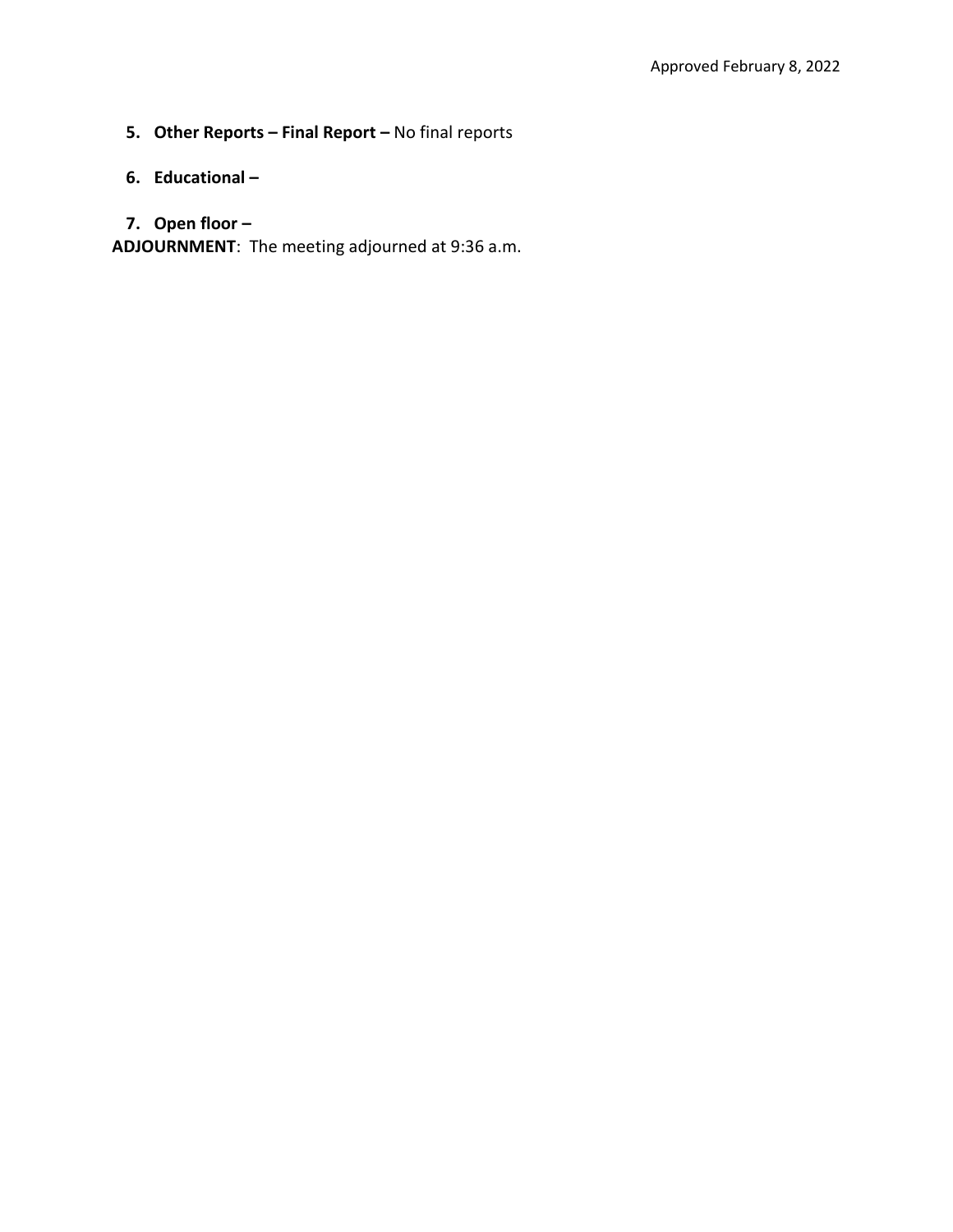Approved February 8, 2022

5. **Other Reports – Final Report –** No final reports

6. **Educational –**

7. **Open floor –**

**ADJOURNMENT**: The meeting adjourned at 9:36 a.m.